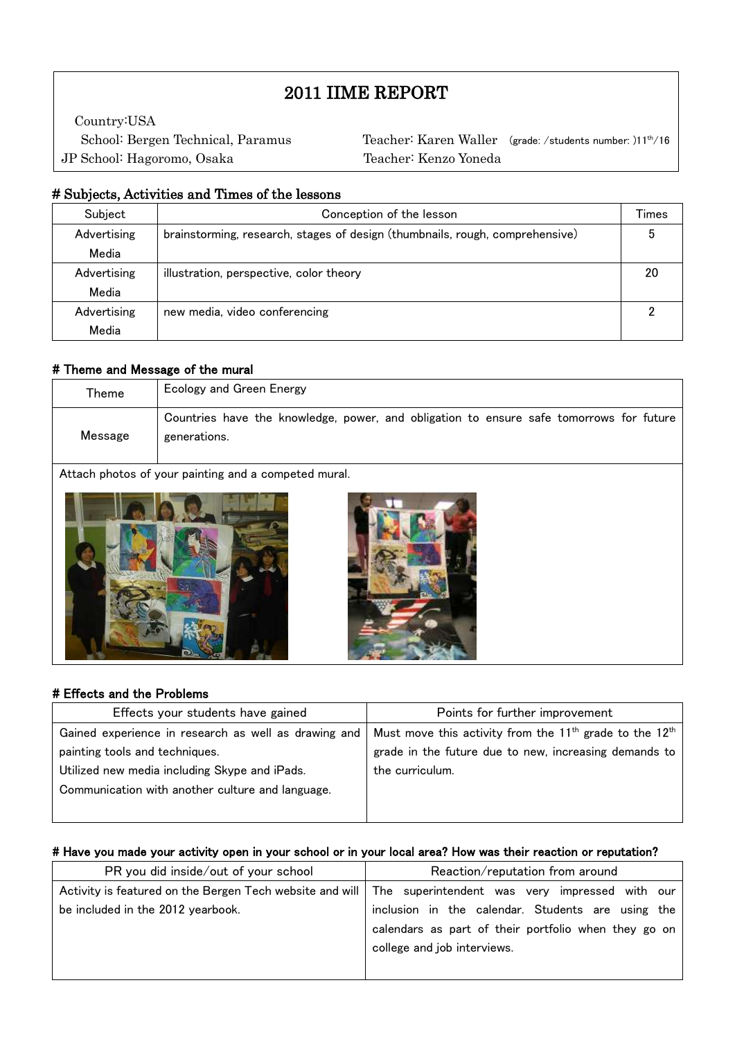# 2011 IIME REPORT

Country:USA

School: Bergen Technical, Paramus | Teacher: Karen Waller (grade: /students number: )11th/16

JP School: Hagoromo, Osaka | Teacher: Kenzo Yoneda

## # Subjects, Activities and Times of the lessons

| Subject | Conception of the lesson | Times |
|---|---|---|
| Advertising Media | brainstorming, research, stages of design (thumbnails, rough, comprehensive) | 5 |
| Advertising Media | illustration, perspective, color theory | 20 |
| Advertising Media | new media, video conferencing | 2 |

## # Theme and Message of the mural

| Theme | Ecology and Green Energy |
|---|---|
| Message | Countries have the knowledge, power, and obligation to ensure safe tomorrows for future generations. |

Attach photos of your painting and a competed mural.

## # Effects and the Problems

| Effects your students have gained | Points for further improvement |
|---|---|
| Gained experience in research as well as drawing and painting tools and techniques.<br>Utilized new media including Skype and iPads.<br>Communication with another culture and language. | Must move this activity from the 11th grade to the 12th grade in the future due to new, increasing demands to the curriculum. |

## # Have you made your activity open in your school or in your local area? How was their reaction or reputation?

| PR you did inside/out of your school | Reaction/reputation from around |
|---|---|
| Activity is featured on the Bergen Tech website and will be included in the 2012 yearbook. | The superintendent was very impressed with our inclusion in the calendar. Students are using the calendars as part of their portfolio when they go on college and job interviews. |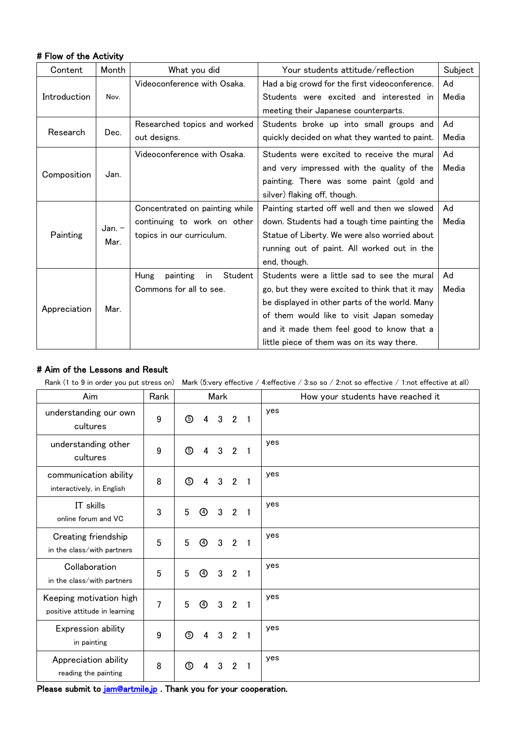# Flow of the Activity

| Content | Month | What you did | Your students attitude/reflection | Subject |
|---|---|---|---|---|
| Introduction | Nov. | Videoconference with Osaka. | Had a big crowd for the first videoconference. Students were excited and interested in meeting their Japanese counterparts. | Ad Media |
| Research | Dec. | Researched topics and worked out designs. | Students broke up into small groups and quickly decided on what they wanted to paint. | Ad Media |
| Composition | Jan. | Videoconference with Osaka. | Students were excited to receive the mural and very impressed with the quality of the painting. There was some paint (gold and silver) flaking off, though. | Ad Media |
| Painting | Jan. – Mar. | Concentrated on painting while continuing to work on other topics in our curriculum. | Painting started off well and then we slowed down. Students had a tough time painting the Statue of Liberty. We were also worried about running out of paint. All worked out in the end, though. | Ad Media |
| Appreciation | Mar. | Hung painting in Student Commons for all to see. | Students were a little sad to see the mural go, but they were excited to think that it may be displayed in other parts of the world. Many of them would like to visit Japan someday and it made them feel good to know that a little piece of them was on its way there. | Ad Media |

# Aim of the Lessons and Result

Rank (1 to 9 in order you put stress on)　Mark (5:very effective / 4:effective / 3:so so / 2:not so effective / 1:not effective at all)

| Aim | Rank | Mark | How your students have reached it |
|---|---|---|---|
| understanding our own cultures | 9 | ⑤ 4 3 2 1 | yes |
| understanding other cultures | 9 | ⑤ 4 3 2 1 | yes |
| communication ability interactively, in English | 8 | ⑤ 4 3 2 1 | yes |
| IT skills online forum and VC | 3 | 5 ④ 3 2 1 | yes |
| Creating friendship in the class/with partners | 5 | 5 ④ 3 2 1 | yes |
| Collaboration in the class/with partners | 5 | 5 ④ 3 2 1 | yes |
| Keeping motivation high positive attitude in learning | 7 | 5 ④ 3 2 1 | yes |
| Expression ability in painting | 9 | ⑤ 4 3 2 1 | yes |
| Appreciation ability reading the painting | 8 | ⑤ 4 3 2 1 | yes |

**Please submit to jam@artmile.jp . Thank you for your cooperation.**